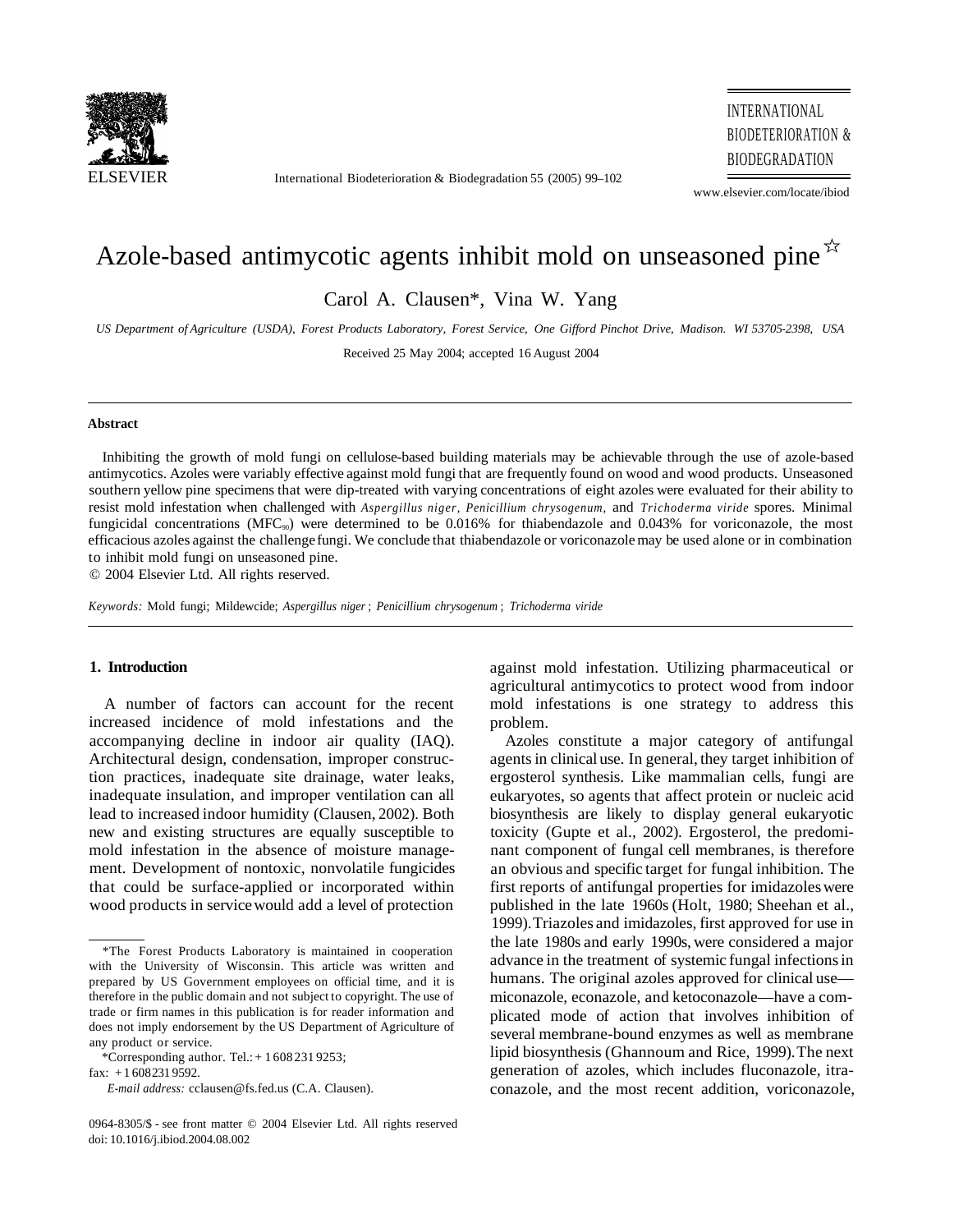# Azole-based antimycotic agents inhibit mold on unseasoned pine ☆

Carol A. Clausen*, Vina W. Yang

*US Department of Agriculture (USDA), Forest Products Laboratory, Forest Service, One Gifford Pinchot Drive, Madison. WI 53705-2398, USA*

Received 25 May 2004; accepted 16 August 2004

## Abstract

Inhibiting the growth of mold fungi on cellulose-based building materials may be achievable through the use of azole-based antimycotics. Azoles were variably effective against mold fungi that are frequently found on wood and wood products. Unseasoned southern yellow pine specimens that were dip-treated with varying concentrations of eight azoles were evaluated for their ability to resist mold infestation when challenged with *Aspergillus niger*, *Penicillium chrysogenum*, and *Trichoderma viride* spores. Minimal fungicidal concentrations ($MFC_{90}$) were determined to be 0.016% for thiabendazole and 0.043% for voriconazole, the most efficacious azoles against the challenge fungi. We conclude that thiabendazole or voriconazole may be used alone or in combination to inhibit mold fungi on unseasoned pine.

© 2004 Elsevier Ltd. All rights reserved.

*Keywords:* Mold fungi; Mildewcide; *Aspergillus niger*; *Penicillium chrysogenum*; *Trichoderma viride*

## 1. Introduction

A number of factors can account for the recent increased incidence of mold infestations and the accompanying decline in indoor air quality (IAQ). Architectural design, condensation, improper construction practices, inadequate site drainage, water leaks, inadequate insulation, and improper ventilation can all lead to increased indoor humidity (Clausen, 2002). Both new and existing structures are equally susceptible to mold infestation in the absence of moisture management. Development of nontoxic, nonvolatile fungicides that could be surface-applied or incorporated within wood products in service would add a level of protection against mold infestation. Utilizing pharmaceutical or agricultural antimycotics to protect wood from indoor mold infestations is one strategy to address this problem.

Azoles constitute a major category of antifungal agents in clinical use. In general, they target inhibition of ergosterol synthesis. Like mammalian cells, fungi are eukaryotes, so agents that affect protein or nucleic acid biosynthesis are likely to display general eukaryotic toxicity (Gupte et al., 2002). Ergosterol, the predominant component of fungal cell membranes, is therefore an obvious and specific target for fungal inhibition. The first reports of antifungal properties for imidazoles were published in the late 1960s (Holt, 1980; Sheehan et al., 1999). Triazoles and imidazoles, first approved for use in the late 1980s and early 1990s, were considered a major advance in the treatment of systemic fungal infections in humans. The original azoles approved for clinical use—miconazole, econazole, and ketoconazole—have a complicated mode of action that involves inhibition of several membrane-bound enzymes as well as membrane lipid biosynthesis (Ghannoum and Rice, 1999). The next generation of azoles, which includes fluconazole, itraconazole, and the most recent addition, voriconazole,

---

☆The Forest Products Laboratory is maintained in cooperation with the University of Wisconsin. This article was written and prepared by US Government employees on official time, and it is therefore in the public domain and not subject to copyright. The use of trade or firm names in this publication is for reader information and does not imply endorsement by the US Department of Agriculture of any product or service.

*Corresponding author. Tel.: + 1 608 231 9253; fax: + 1 608 231 9592.

*E-mail address:* cclausen@fs.fed.us (C.A. Clausen).

0964-8305/$ - see front matter © 2004 Elsevier Ltd. All rights reserved
doi: 10.1016/j.ibiod.2004.08.002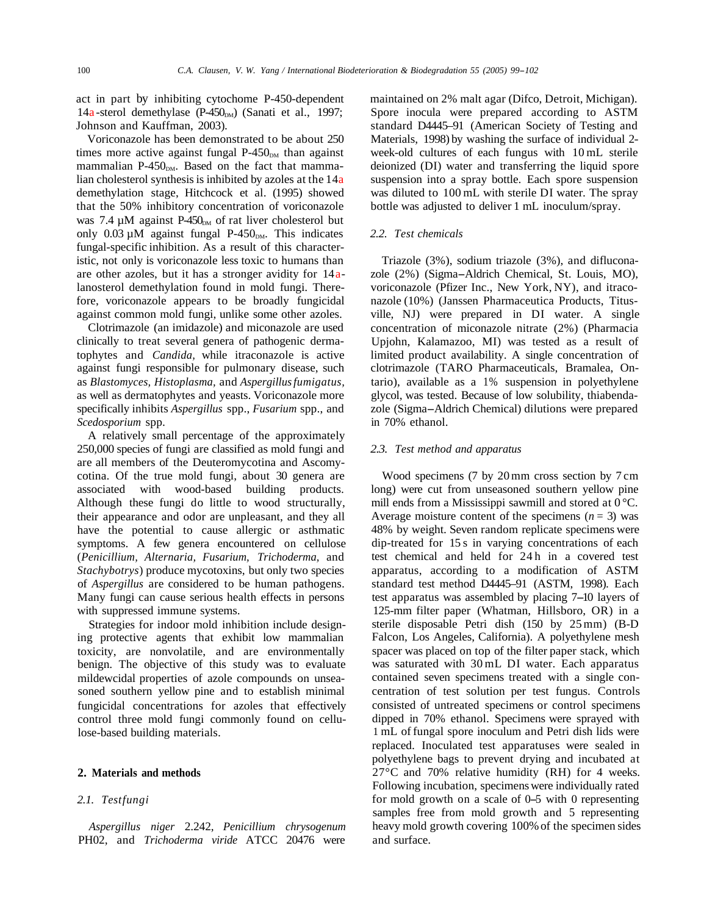act in part by inhibiting cytochome P-450-dependent 14a-sterol demethylase (P-450$_{DM}$) (Sanati et al., 1997; Johnson and Kauffman, 2003).

Voriconazole has been demonstrated to be about 250 times more active against fungal P-450$_{DM}$ than against mammalian P-450$_{DM}$. Based on the fact that mammalian cholesterol synthesis is inhibited by azoles at the 14a demethylation stage, Hitchcock et al. (1995) showed that the 50% inhibitory concentration of voriconazole was 7.4 µM against P-450$_{DM}$ of rat liver cholesterol but only 0.03 µM against fungal P-450$_{DM}$. This indicates fungal-specific inhibition. As a result of this characteristic, not only is voriconazole less toxic to humans than are other azoles, but it has a stronger avidity for 14a-lanosterol demethylation found in mold fungi. Therefore, voriconazole appears to be broadly fungicidal against common mold fungi, unlike some other azoles.

Clotrimazole (an imidazole) and miconazole are used clinically to treat several genera of pathogenic dermatophytes and *Candida*, while itraconazole is active against fungi responsible for pulmonary disease, such as *Blastomyces, Histoplasma*, and *Aspergillus fumigatus*, as well as dermatophytes and yeasts. Voriconazole more specifically inhibits *Aspergillus* spp., *Fusarium* spp., and *Scedosporium* spp.

A relatively small percentage of the approximately 250,000 species of fungi are classified as mold fungi and are all members of the Deuteromycotina and Ascomycotina. Of the true mold fungi, about 30 genera are associated with wood-based building products. Although these fungi do little to wood structurally, their appearance and odor are unpleasant, and they all have the potential to cause allergic or asthmatic symptoms. A few genera encountered on cellulose (*Penicillium, Alternaria, Fusarium, Trichoderma,* and *Stachybotrys*) produce mycotoxins, but only two species of *Aspergillus* are considered to be human pathogens. Many fungi can cause serious health effects in persons with suppressed immune systems.

Strategies for indoor mold inhibition include designing protective agents that exhibit low mammalian toxicity, are nonvolatile, and are environmentally benign. The objective of this study was to evaluate mildewcidal properties of azole compounds on unseasoned southern yellow pine and to establish minimal fungicidal concentrations for azoles that effectively control three mold fungi commonly found on cellulose-based building materials.

## 2. Materials and methods

### 2.1. Test fungi

*Aspergillus niger* 2.242, *Penicillium chrysogenum* PH02, and *Trichoderma viride* ATCC 20476 were maintained on 2% malt agar (Difco, Detroit, Michigan). Spore inocula were prepared according to ASTM standard D4445–91 (American Society of Testing and Materials, 1998) by washing the surface of individual 2-week-old cultures of each fungus with 10 mL sterile deionized (DI) water and transferring the liquid spore suspension into a spray bottle. Each spore suspension was diluted to 100 mL with sterile DI water. The spray bottle was adjusted to deliver 1 mL inoculum/spray.

### 2.2. Test chemicals

Triazole (3%), sodium triazole (3%), and difluconazole (2%) (Sigma–Aldrich Chemical, St. Louis, MO), voriconazole (Pfizer Inc., New York, NY), and itraconazole (10%) (Janssen Pharmaceutica Products, Titusville, NJ) were prepared in DI water. A single concentration of miconazole nitrate (2%) (Pharmacia Upjohn, Kalamazoo, MI) was tested as a result of limited product availability. A single concentration of clotrimazole (TARO Pharmaceuticals, Bramalea, Ontario), available as a 1% suspension in polyethylene glycol, was tested. Because of low solubility, thiabendazole (Sigma–Aldrich Chemical) dilutions were prepared in 70% ethanol.

### 2.3. Test method and apparatus

Wood specimens (7 by 20 mm cross section by 7 cm long) were cut from unseasoned southern yellow pine mill ends from a Mississippi sawmill and stored at 0 °C. Average moisture content of the specimens ($n = 3$) was 48% by weight. Seven random replicate specimens were dip-treated for 15 s in varying concentrations of each test chemical and held for 24 h in a covered test apparatus, according to a modification of ASTM standard test method D4445–91 (ASTM, 1998). Each test apparatus was assembled by placing 7–10 layers of 125-mm filter paper (Whatman, Hillsboro, OR) in a sterile disposable Petri dish (150 by 25 mm) (B-D Falcon, Los Angeles, California). A polyethylene mesh spacer was placed on top of the filter paper stack, which was saturated with 30 mL DI water. Each apparatus contained seven specimens treated with a single concentration of test solution per test fungus. Controls consisted of untreated specimens or control specimens dipped in 70% ethanol. Specimens were sprayed with 1 mL of fungal spore inoculum and Petri dish lids were replaced. Inoculated test apparatuses were sealed in polyethylene bags to prevent drying and incubated at 27°C and 70% relative humidity (RH) for 4 weeks. Following incubation, specimens were individually rated for mold growth on a scale of 0–5 with 0 representing samples free from mold growth and 5 representing heavy mold growth covering 100% of the specimen sides and surface.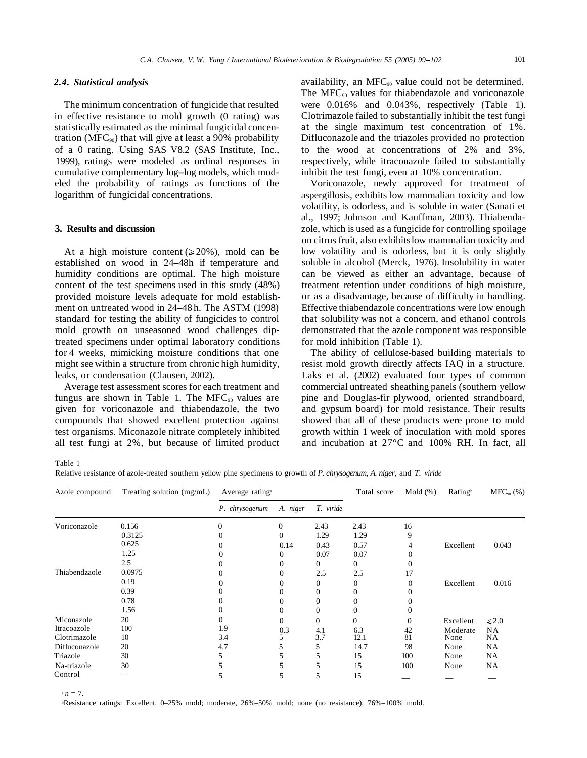### 2.4. Statistical analysis

The minimum concentration of fungicide that resulted in effective resistance to mold growth (0 rating) was statistically estimated as the minimal fungicidal concentration ($MFC_{90}$) that will give at least a 90% probability of a 0 rating. Using SAS V8.2 (SAS Institute, Inc., 1999), ratings were modeled as ordinal responses in cumulative complementary log–log models, which modeled the probability of ratings as functions of the logarithm of fungicidal concentrations.

## 3. Results and discussion

At a high moisture content (≥20%), mold can be established on wood in 24–48h if temperature and humidity conditions are optimal. The high moisture content of the test specimens used in this study (48%) provided moisture levels adequate for mold establishment on untreated wood in 24–48 h. The ASTM (1998) standard for testing the ability of fungicides to control mold growth on unseasoned wood challenges dip-treated specimens under optimal laboratory conditions for 4 weeks, mimicking moisture conditions that one might see within a structure from chronic high humidity, leaks, or condensation (Clausen, 2002).

Average test assessment scores for each treatment and fungus are shown in Table 1. The $MFC_{90}$ values are given for voriconazole and thiabendazole, the two compounds that showed excellent protection against test organisms. Miconazole nitrate completely inhibited all test fungi at 2%, but because of limited product availability, an $MFC_{90}$ value could not be determined. The $MFC_{90}$ values for thiabendazole and voriconazole were 0.016% and 0.043%, respectively (Table 1). Clotrimazole failed to substantially inhibit the test fungi at the single maximum test concentration of 1%. Difluconazole and the triazoles provided no protection to the wood at concentrations of 2% and 3%, respectively, while itraconazole failed to substantially inhibit the test fungi, even at 10% concentration.

Voriconazole, newly approved for treatment of aspergillosis, exhibits low mammalian toxicity and low volatility, is odorless, and is soluble in water (Sanati et al., 1997; Johnson and Kauffman, 2003). Thiabendazole, which is used as a fungicide for controlling spoilage on citrus fruit, also exhibits low mammalian toxicity and low volatility and is odorless, but it is only slightly soluble in alcohol (Merck, 1976). Insolubility in water can be viewed as either an advantage, because of treatment retention under conditions of high moisture, or as a disadvantage, because of difficulty in handling. Effective thiabendazole concentrations were low enough that solubility was not a concern, and ethanol controls demonstrated that the azole component was responsible for mold inhibition (Table 1).

The ability of cellulose-based building materials to resist mold growth directly affects IAQ in a structure. Laks et al. (2002) evaluated four types of common commercial untreated sheathing panels (southern yellow pine and Douglas-fir plywood, oriented strandboard, and gypsum board) for mold resistance. Their results showed that all of these products were prone to mold growth within 1 week of inoculation with mold spores and incubation at 27°C and 100% RH. In fact, all

Table 1
Relative resistance of azole-treated southern yellow pine specimens to growth of *P. chrysogenum*, *A. niger*, and *T. viride*

| Azole compound | Treating solution (mg/mL) | Average rating[a] | | | Total score | Mold (%) | Rating[b] | $MFC_{90}$ (%) |
|---|---|---|---|---|---|---|---|---|
| | | *P. chrysogenum* | *A. niger* | *T. viride* | | | | |
| Voriconazole | 0.156 | 0 | 0 | 2.43 | 2.43 | 16 | | |
| | 0.3125 | 0 | 0 | 1.29 | 1.29 | 9 | | |
| | 0.625 | 0 | 0.14 | 0.43 | 0.57 | 4 | Excellent | 0.043 |
| | 1.25 | 0 | 0 | 0.07 | 0.07 | 0 | | |
| | 2.5 | 0 | 0 | 0 | 0 | 0 | | |
| Thiabendzaole | 0.0975 | 0 | 0 | 2.5 | 2.5 | 17 | | |
| | 0.19 | 0 | 0 | 0 | 0 | 0 | Excellent | 0.016 |
| | 0.39 | 0 | 0 | 0 | 0 | 0 | | |
| | 0.78 | 0 | 0 | 0 | 0 | 0 | | |
| | 1.56 | 0 | 0 | 0 | 0 | 0 | | |
| Miconazole | 20 | 0 | 0 | 0 | 0 | 0 | Excellent | ≤2.0 |
| Itracoazole | 100 | 1.9 | 0.3 | 4.1 | 6.3 | 42 | Moderate | NA |
| Clotrimazole | 10 | 3.4 | 5 | 3.7 | 12.1 | 81 | None | NA |
| Difluconazole | 20 | 4.7 | 5 | 5 | 14.7 | 98 | None | NA |
| Triazole | 30 | 5 | 5 | 5 | 15 | 100 | None | NA |
| Na-triazole | 30 | 5 | 5 | 5 | 15 | 100 | None | NA |
| Control | — | 5 | 5 | 5 | 15 | — | — | — |

[a] $n = 7$.

[b] Resistance ratings: Excellent, 0–25% mold; moderate, 26%–50% mold; none (no resistance), 76%–100% mold.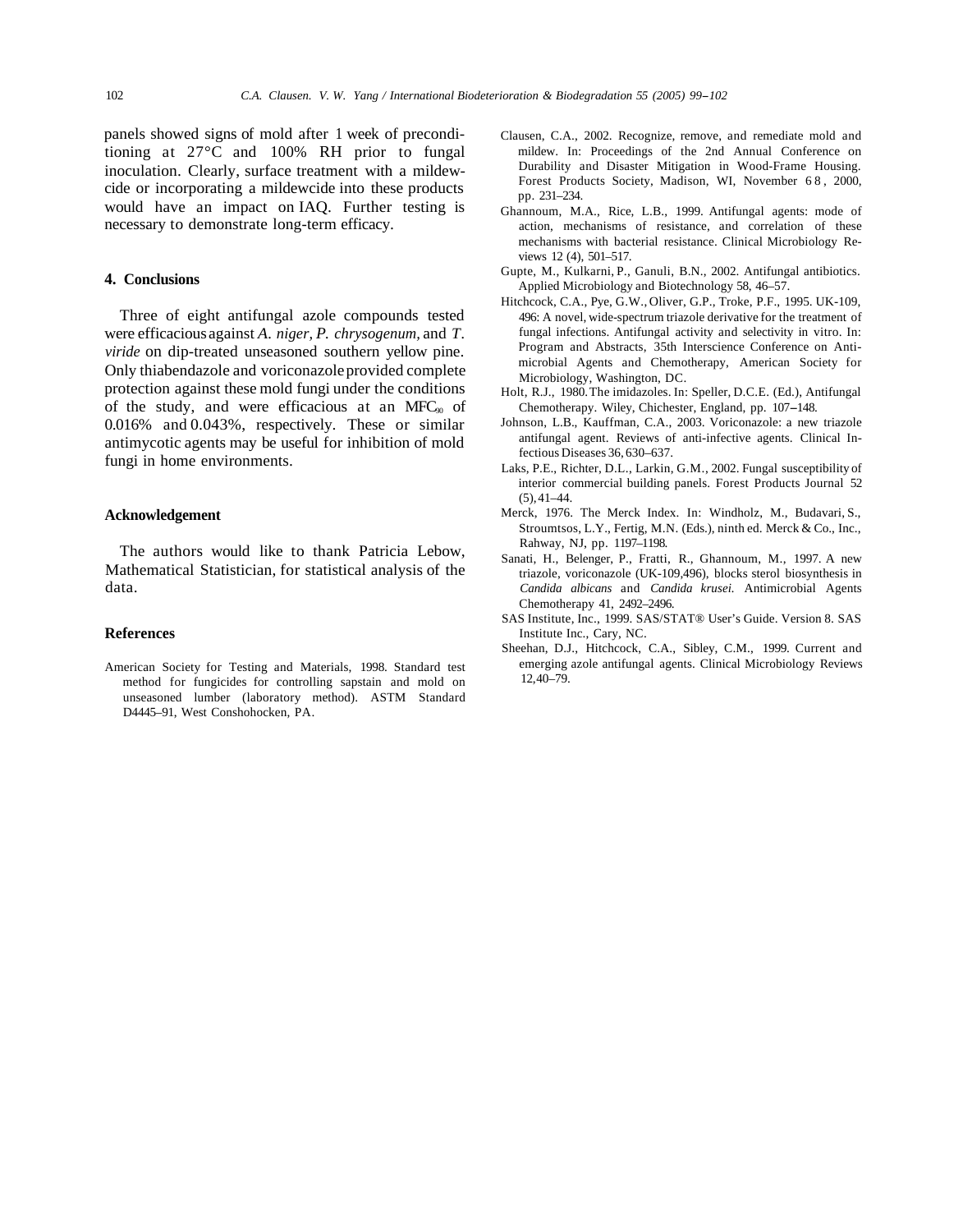panels showed signs of mold after 1 week of preconditioning at 27°C and 100% RH prior to fungal inoculation. Clearly, surface treatment with a mildewcide or incorporating a mildewcide into these products would have an impact on IAQ. Further testing is necessary to demonstrate long-term efficacy.

## 4. Conclusions

Three of eight antifungal azole compounds tested were efficacious against *A. niger*, *P. chrysogenum*, and *T. viride* on dip-treated unseasoned southern yellow pine. Only thiabendazole and voriconazole provided complete protection against these mold fungi under the conditions of the study, and were efficacious at an $MFC_{90}$ of 0.016% and 0.043%, respectively. These or similar antimycotic agents may be useful for inhibition of mold fungi in home environments.

## Acknowledgement

The authors would like to thank Patricia Lebow, Mathematical Statistician, for statistical analysis of the data.

## References

American Society for Testing and Materials, 1998. Standard test method for fungicides for controlling sapstain and mold on unseasoned lumber (laboratory method). ASTM Standard D4445–91, West Conshohocken, PA.

Clausen, C.A., 2002. Recognize, remove, and remediate mold and mildew. In: Proceedings of the 2nd Annual Conference on Durability and Disaster Mitigation in Wood-Frame Housing. Forest Products Society, Madison, WI, November 6 8 , 2000, pp. 231–234.

Ghannoum, M.A., Rice, L.B., 1999. Antifungal agents: mode of action, mechanisms of resistance, and correlation of these mechanisms with bacterial resistance. Clinical Microbiology Reviews 12 (4), 501–517.

Gupte, M., Kulkarni, P., Ganuli, B.N., 2002. Antifungal antibiotics. Applied Microbiology and Biotechnology 58, 46–57.

Hitchcock, C.A., Pye, G.W., Oliver, G.P., Troke, P.F., 1995. UK-109, 496: A novel, wide-spectrum triazole derivative for the treatment of fungal infections. Antifungal activity and selectivity in vitro. In: Program and Abstracts, 35th Interscience Conference on Antimicrobial Agents and Chemotherapy, American Society for Microbiology, Washington, DC.

Holt, R.J., 1980. The imidazoles. In: Speller, D.C.E. (Ed.), Antifungal Chemotherapy. Wiley, Chichester, England, pp. 107–148.

Johnson, L.B., Kauffman, C.A., 2003. Voriconazole: a new triazole antifungal agent. Reviews of anti-infective agents. Clinical Infectious Diseases 36, 630–637.

Laks, P.E., Richter, D.L., Larkin, G.M., 2002. Fungal susceptibility of interior commercial building panels. Forest Products Journal 52 (5), 41–44.

Merck, 1976. The Merck Index. In: Windholz, M., Budavari, S., Stroumtsos, L.Y., Fertig, M.N. (Eds.), ninth ed. Merck & Co., Inc., Rahway, NJ, pp. 1197–1198.

Sanati, H., Belenger, P., Fratti, R., Ghannoum, M., 1997. A new triazole, voriconazole (UK-109,496), blocks sterol biosynthesis in *Candida albicans* and *Candida krusei*. Antimicrobial Agents Chemotherapy 41, 2492–2496.

SAS Institute, Inc., 1999. SAS/STAT® User's Guide. Version 8. SAS Institute Inc., Cary, NC.

Sheehan, D.J., Hitchcock, C.A., Sibley, C.M., 1999. Current and emerging azole antifungal agents. Clinical Microbiology Reviews 12, 40–79.